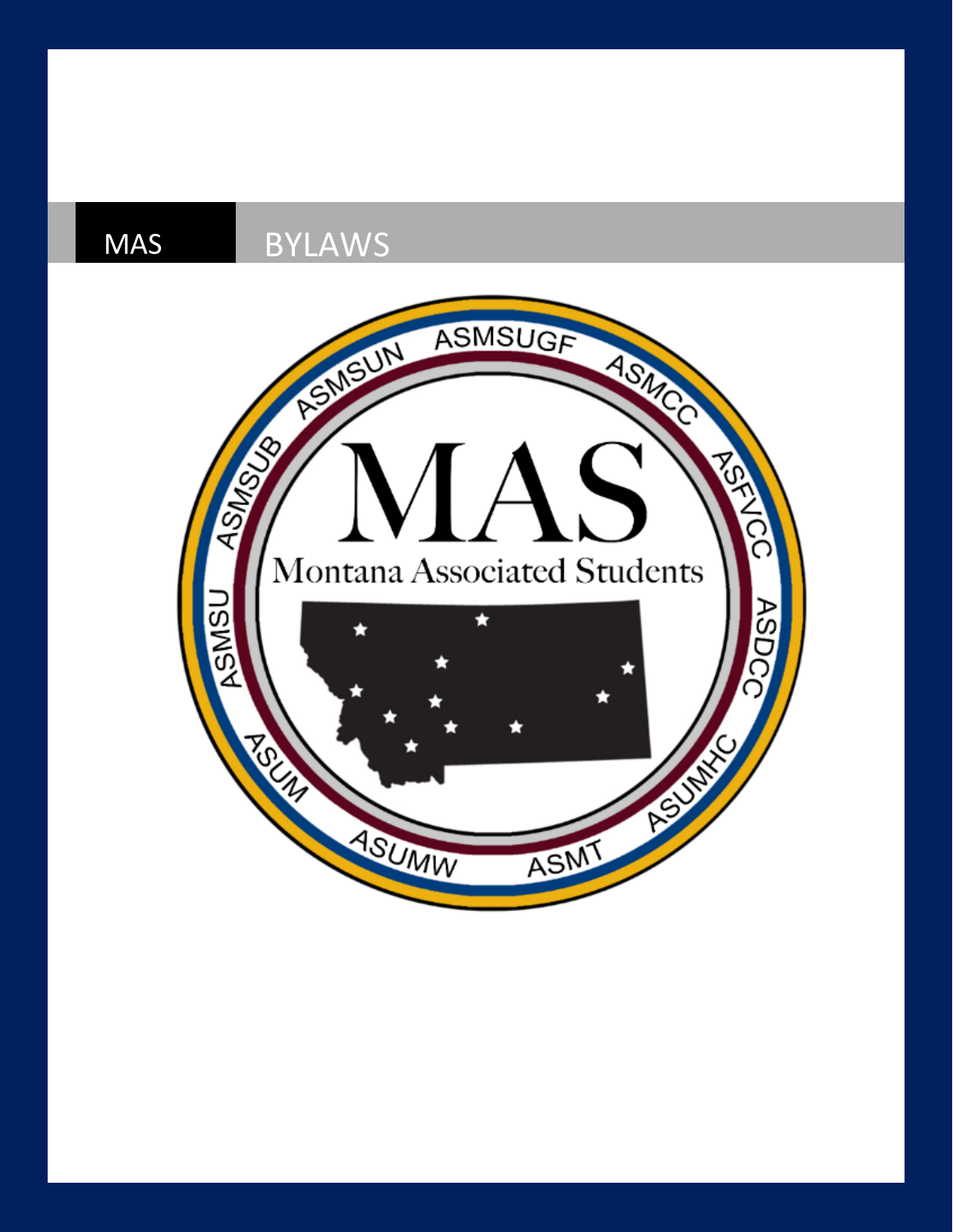# MAS BYLAWS

Montana Associated Students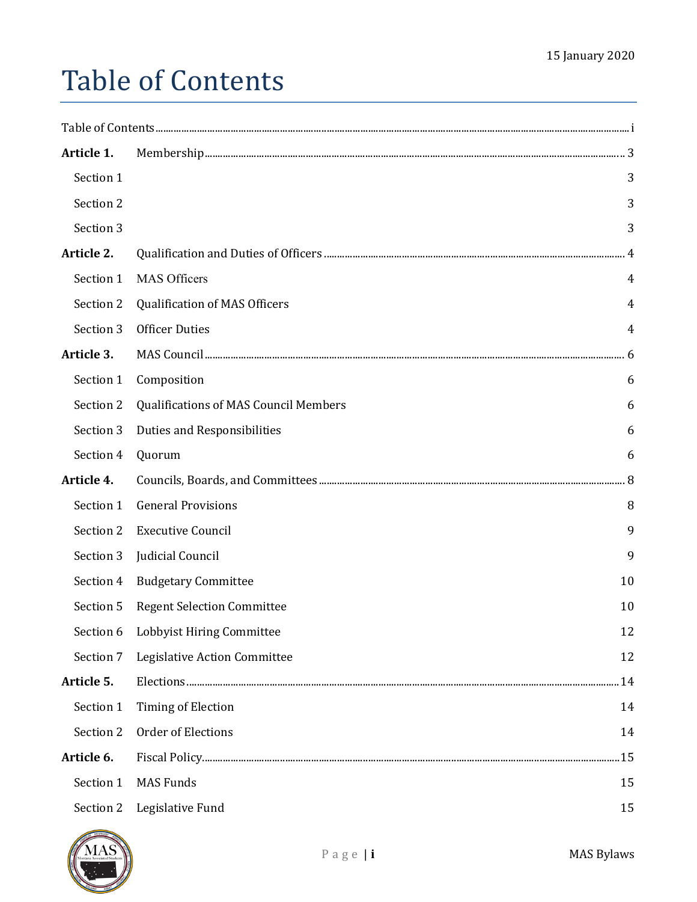15 January 2020

# Table of Contents

Table of Contents ........ i

**Article 1.** Membership ........ 3

- Section 1 ........ 3
- Section 2 ........ 3
- Section 3 ........ 3

**Article 2.** Qualification and Duties of Officers ........ 4

- Section 1 MAS Officers ........ 4
- Section 2 Qualification of MAS Officers ........ 4
- Section 3 Officer Duties ........ 4

**Article 3.** MAS Council ........ 6

- Section 1 Composition ........ 6
- Section 2 Qualifications of MAS Council Members ........ 6
- Section 3 Duties and Responsibilities ........ 6
- Section 4 Quorum ........ 6

**Article 4.** Councils, Boards, and Committees ........ 8

- Section 1 General Provisions ........ 8
- Section 2 Executive Council ........ 9
- Section 3 Judicial Council ........ 9
- Section 4 Budgetary Committee ........ 10
- Section 5 Regent Selection Committee ........ 10
- Section 6 Lobbyist Hiring Committee ........ 12
- Section 7 Legislative Action Committee ........ 12

**Article 5.** Elections ........ 14

- Section 1 Timing of Election ........ 14
- Section 2 Order of Elections ........ 14

**Article 6.** Fiscal Policy ........ 15

- Section 1 MAS Funds ........ 15
- Section 2 Legislative Fund ........ 15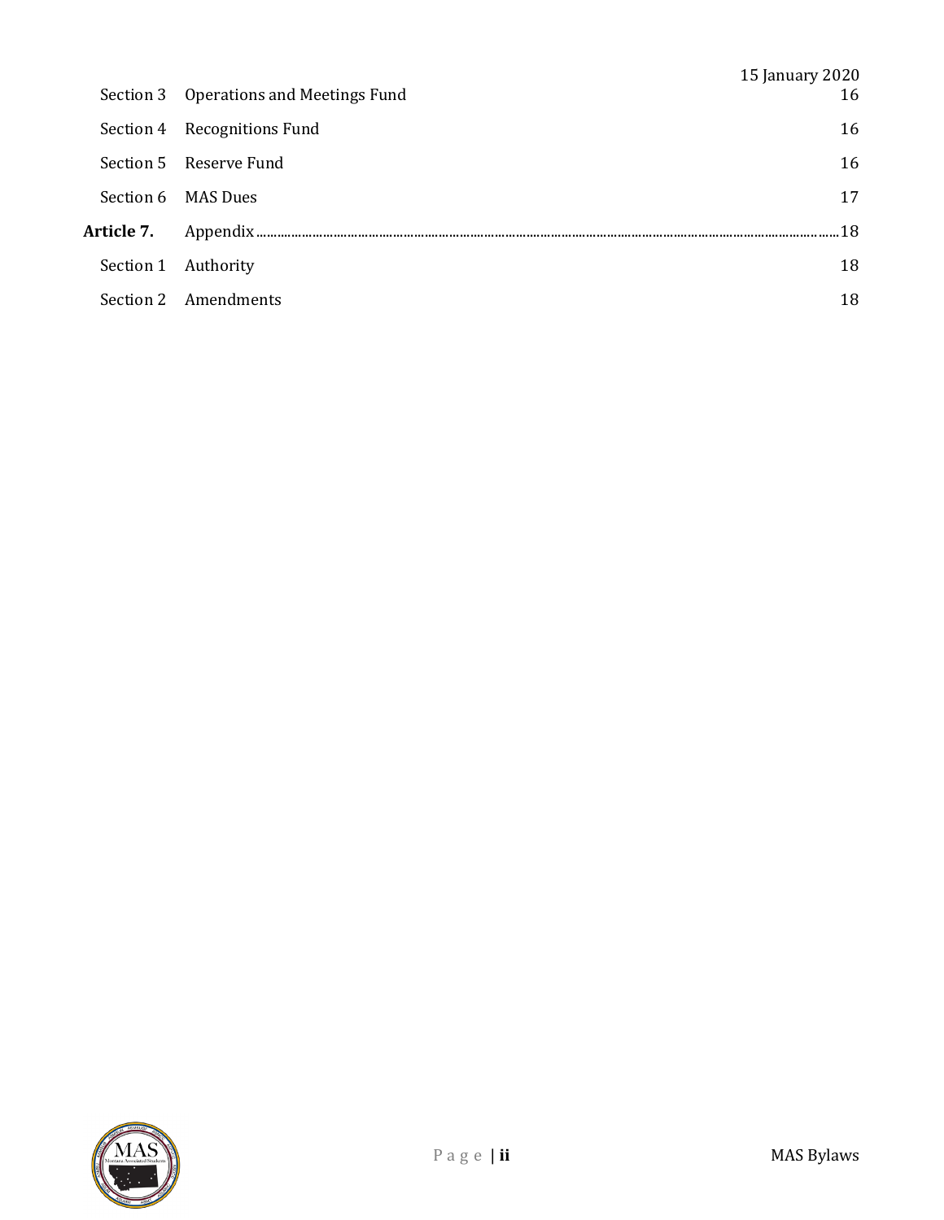Section 3 Operations and Meetings Fund 16

Section 4 Recognitions Fund 16

Section 5 Reserve Fund 16

Section 6 MAS Dues 17

**Article 7.** Appendix ........ 18

Section 1 Authority 18

Section 2 Amendments 18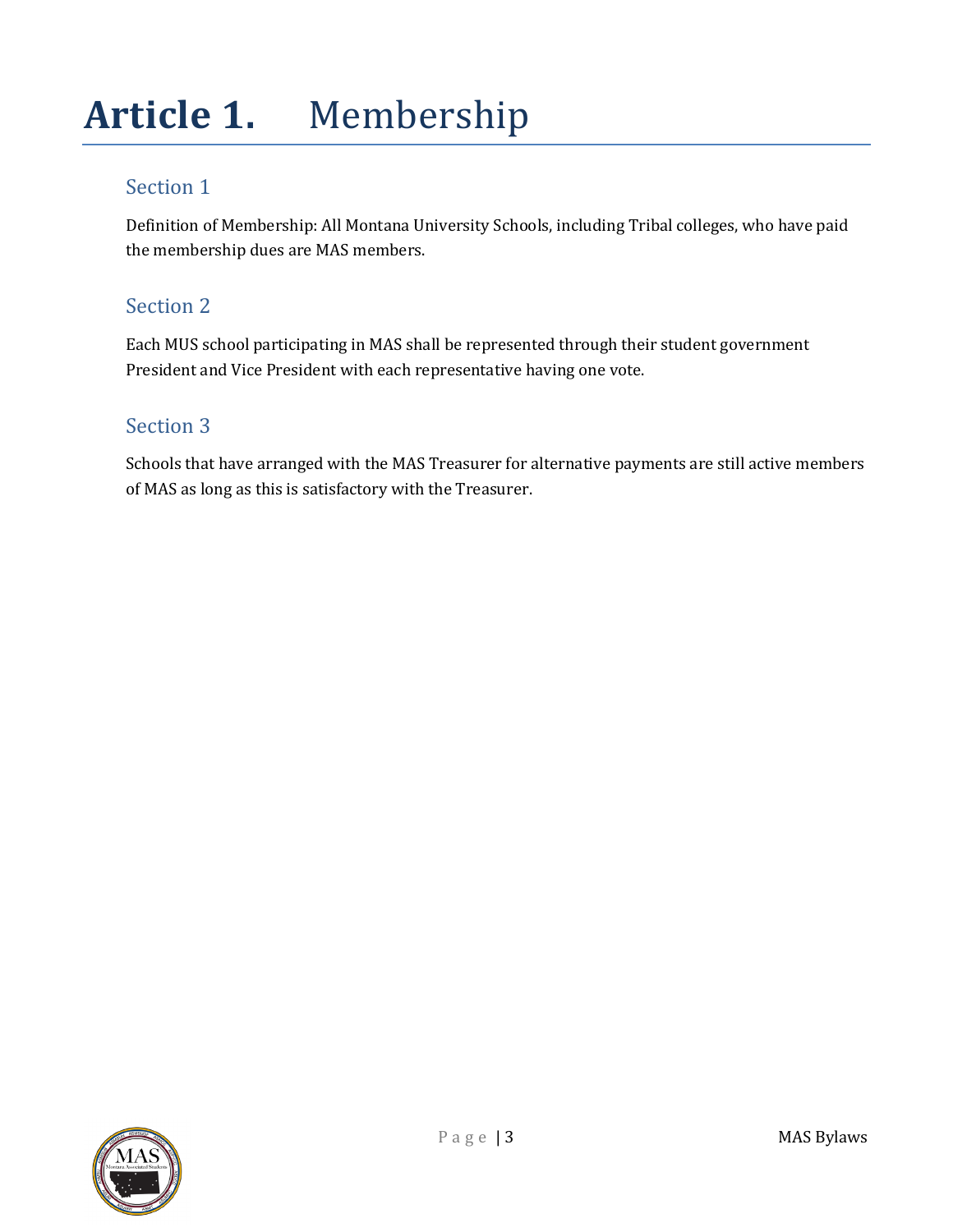# Article 1. Membership

## Section 1

Definition of Membership: All Montana University Schools, including Tribal colleges, who have paid the membership dues are MAS members.

## Section 2

Each MUS school participating in MAS shall be represented through their student government President and Vice President with each representative having one vote.

## Section 3

Schools that have arranged with the MAS Treasurer for alternative payments are still active members of MAS as long as this is satisfactory with the Treasurer.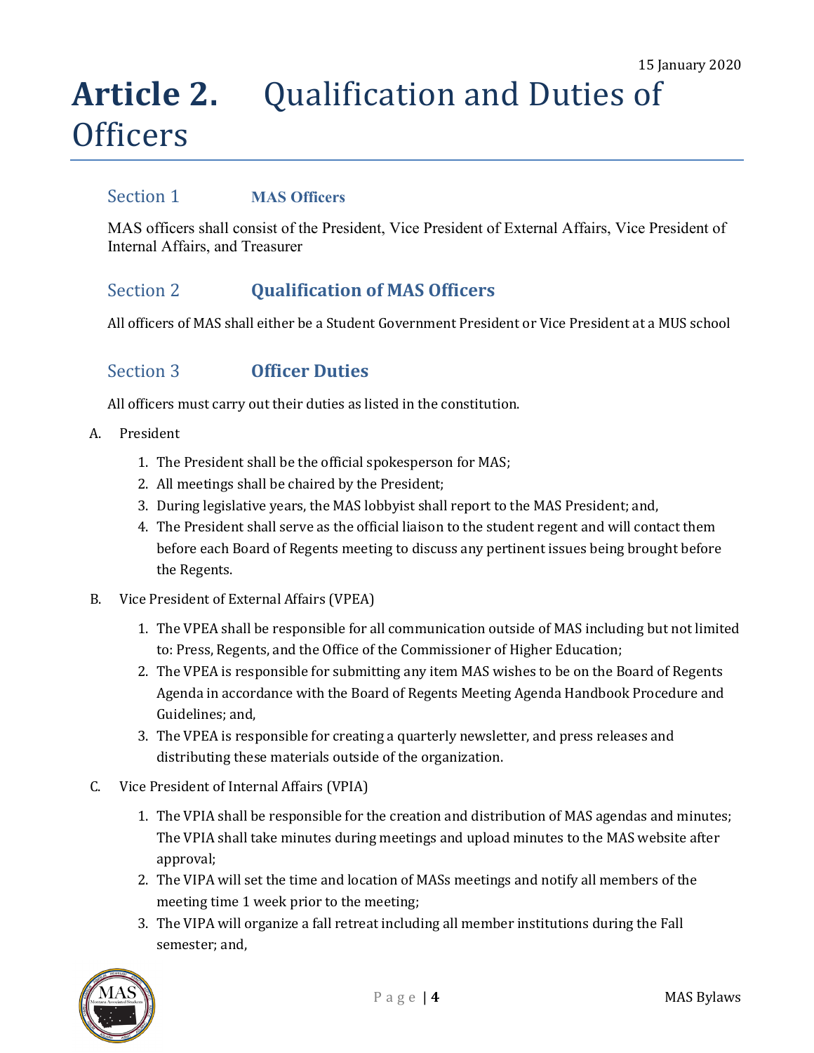# Article 2. Qualification and Duties of Officers

## Section 1 MAS Officers

MAS officers shall consist of the President, Vice President of External Affairs, Vice President of Internal Affairs, and Treasurer

## Section 2 Qualification of MAS Officers

All officers of MAS shall either be a Student Government President or Vice President at a MUS school

## Section 3 Officer Duties

All officers must carry out their duties as listed in the constitution.

A. President

1. The President shall be the official spokesperson for MAS;
2. All meetings shall be chaired by the President;
3. During legislative years, the MAS lobbyist shall report to the MAS President; and,
4. The President shall serve as the official liaison to the student regent and will contact them before each Board of Regents meeting to discuss any pertinent issues being brought before the Regents.

B. Vice President of External Affairs (VPEA)

1. The VPEA shall be responsible for all communication outside of MAS including but not limited to: Press, Regents, and the Office of the Commissioner of Higher Education;
2. The VPEA is responsible for submitting any item MAS wishes to be on the Board of Regents Agenda in accordance with the Board of Regents Meeting Agenda Handbook Procedure and Guidelines; and,
3. The VPEA is responsible for creating a quarterly newsletter, and press releases and distributing these materials outside of the organization.

C. Vice President of Internal Affairs (VPIA)

1. The VPIA shall be responsible for the creation and distribution of MAS agendas and minutes; The VPIA shall take minutes during meetings and upload minutes to the MAS website after approval;
2. The VIPA will set the time and location of MASs meetings and notify all members of the meeting time 1 week prior to the meeting;
3. The VIPA will organize a fall retreat including all member institutions during the Fall semester; and,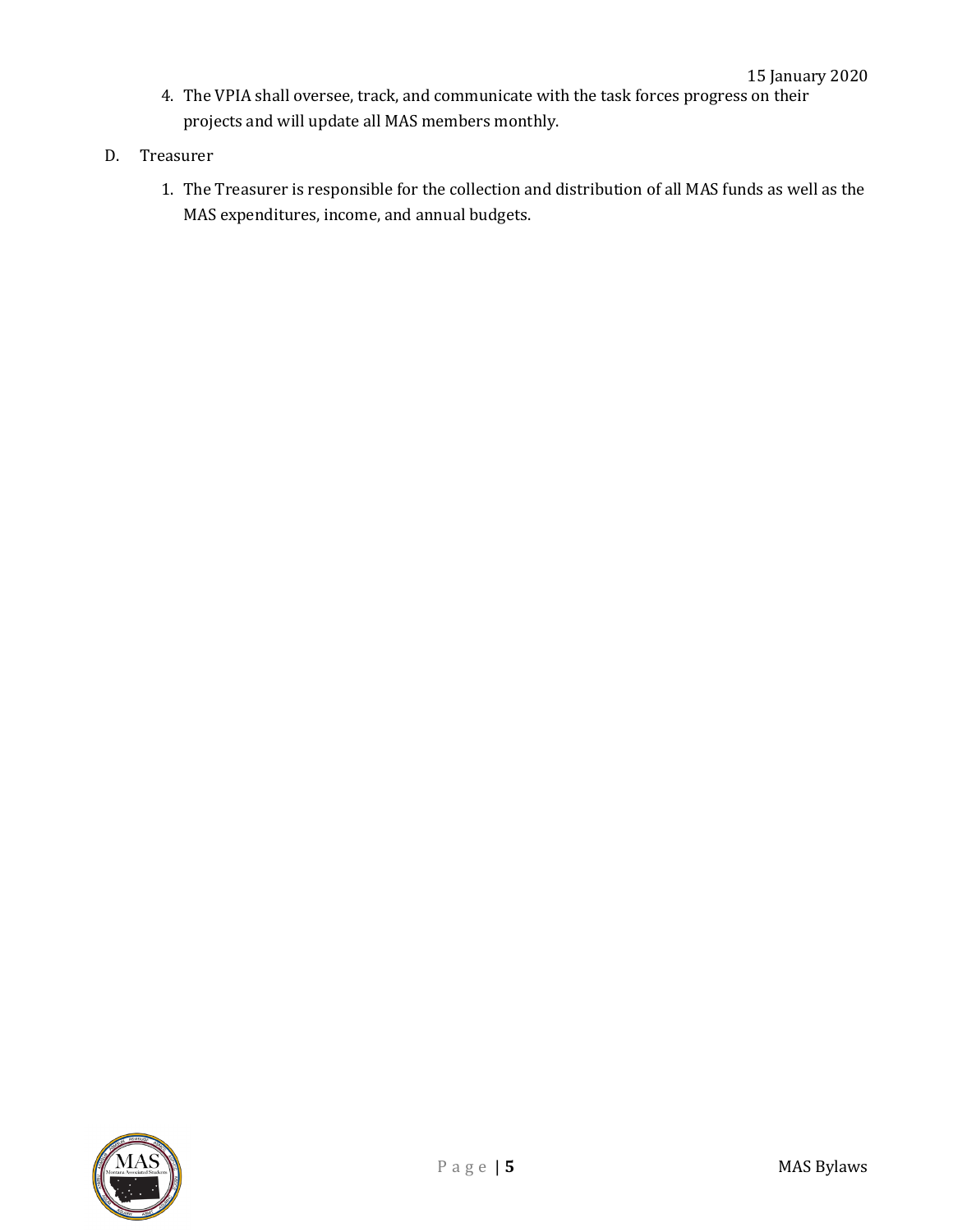4. The VPIA shall oversee, track, and communicate with the task forces progress on their projects and will update all MAS members monthly.

D. Treasurer

1. The Treasurer is responsible for the collection and distribution of all MAS funds as well as the MAS expenditures, income, and annual budgets.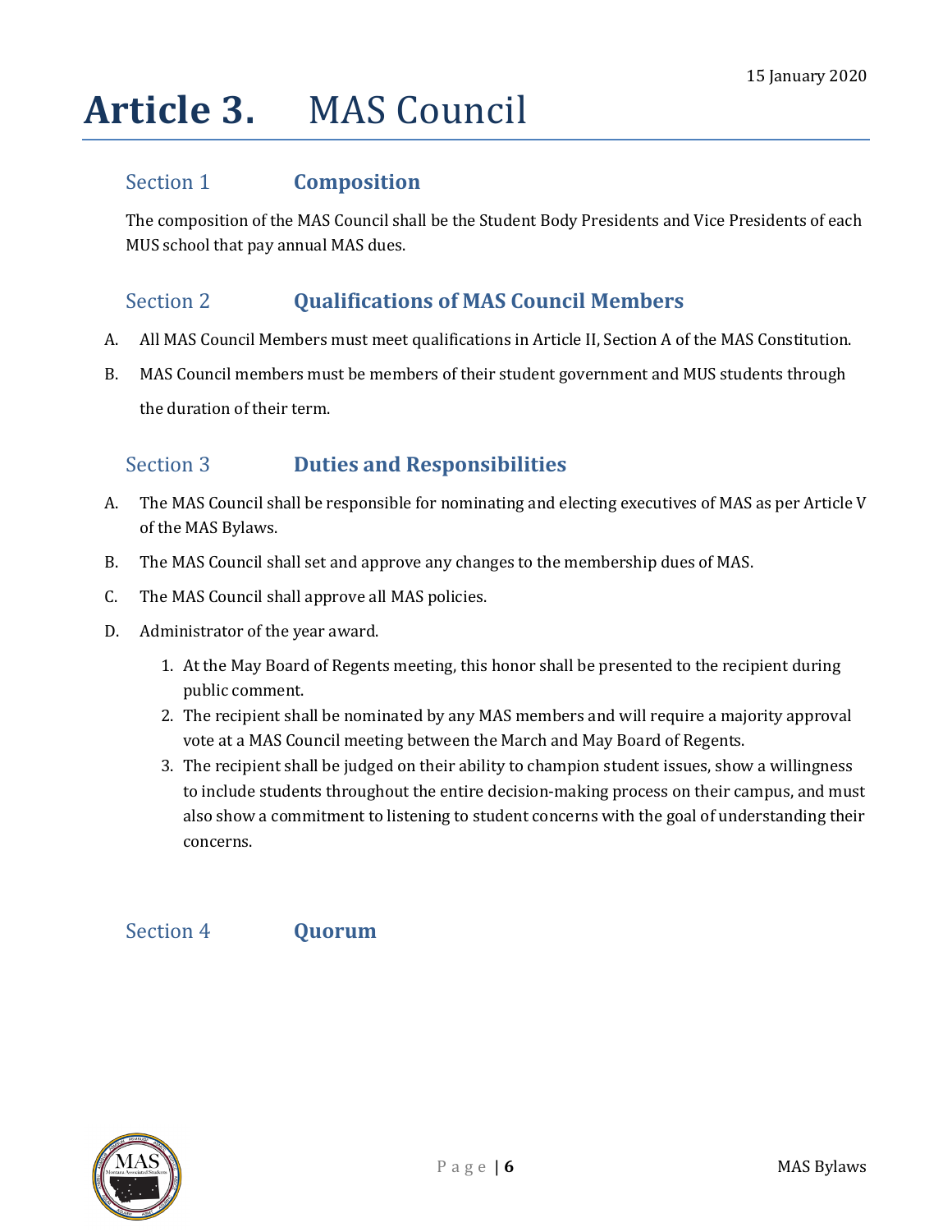# Article 3. MAS Council

## Section 1 Composition

The composition of the MAS Council shall be the Student Body Presidents and Vice Presidents of each MUS school that pay annual MAS dues.

## Section 2 Qualifications of MAS Council Members

A. All MAS Council Members must meet qualifications in Article II, Section A of the MAS Constitution.

B. MAS Council members must be members of their student government and MUS students through the duration of their term.

## Section 3 Duties and Responsibilities

A. The MAS Council shall be responsible for nominating and electing executives of MAS as per Article V of the MAS Bylaws.

B. The MAS Council shall set and approve any changes to the membership dues of MAS.

C. The MAS Council shall approve all MAS policies.

D. Administrator of the year award.

1. At the May Board of Regents meeting, this honor shall be presented to the recipient during public comment.
2. The recipient shall be nominated by any MAS members and will require a majority approval vote at a MAS Council meeting between the March and May Board of Regents.
3. The recipient shall be judged on their ability to champion student issues, show a willingness to include students throughout the entire decision-making process on their campus, and must also show a commitment to listening to student concerns with the goal of understanding their concerns.

## Section 4 Quorum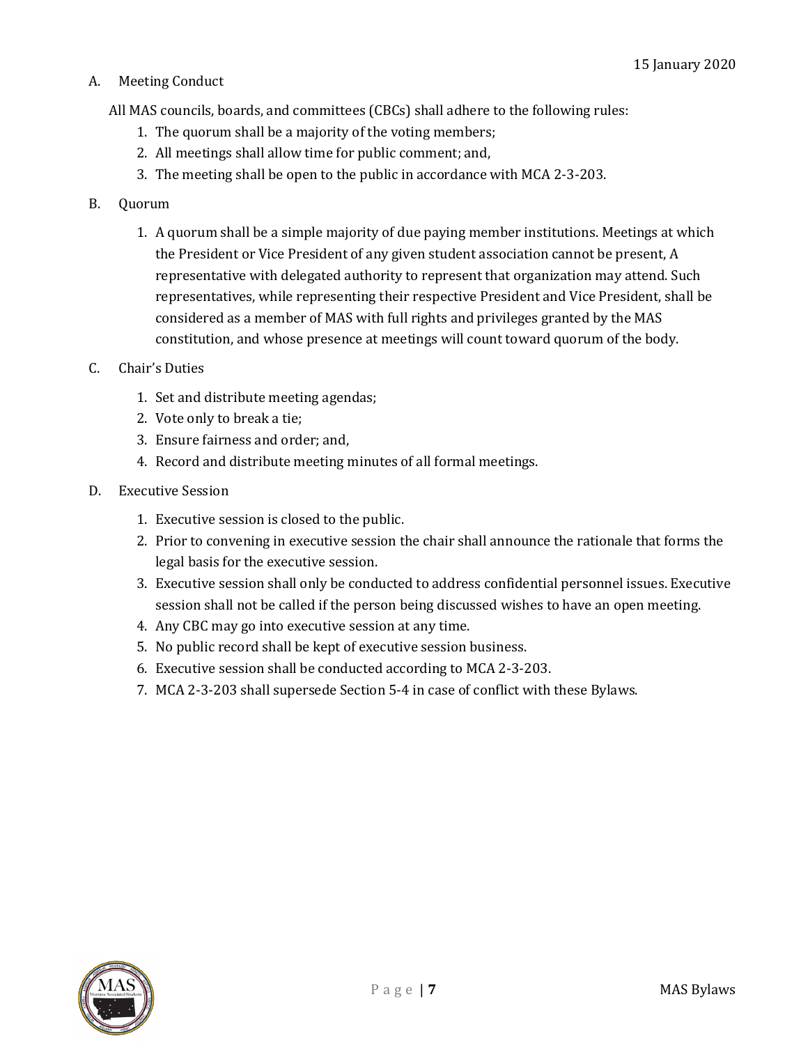A. Meeting Conduct

All MAS councils, boards, and committees (CBCs) shall adhere to the following rules:

1. The quorum shall be a majority of the voting members;
2. All meetings shall allow time for public comment; and,
3. The meeting shall be open to the public in accordance with MCA 2-3-203.

B. Quorum

1. A quorum shall be a simple majority of due paying member institutions. Meetings at which the President or Vice President of any given student association cannot be present, A representative with delegated authority to represent that organization may attend. Such representatives, while representing their respective President and Vice President, shall be considered as a member of MAS with full rights and privileges granted by the MAS constitution, and whose presence at meetings will count toward quorum of the body.

C. Chair's Duties

1. Set and distribute meeting agendas;
2. Vote only to break a tie;
3. Ensure fairness and order; and,
4. Record and distribute meeting minutes of all formal meetings.

D. Executive Session

1. Executive session is closed to the public.
2. Prior to convening in executive session the chair shall announce the rationale that forms the legal basis for the executive session.
3. Executive session shall only be conducted to address confidential personnel issues. Executive session shall not be called if the person being discussed wishes to have an open meeting.
4. Any CBC may go into executive session at any time.
5. No public record shall be kept of executive session business.
6. Executive session shall be conducted according to MCA 2-3-203.
7. MCA 2-3-203 shall supersede Section 5-4 in case of conflict with these Bylaws.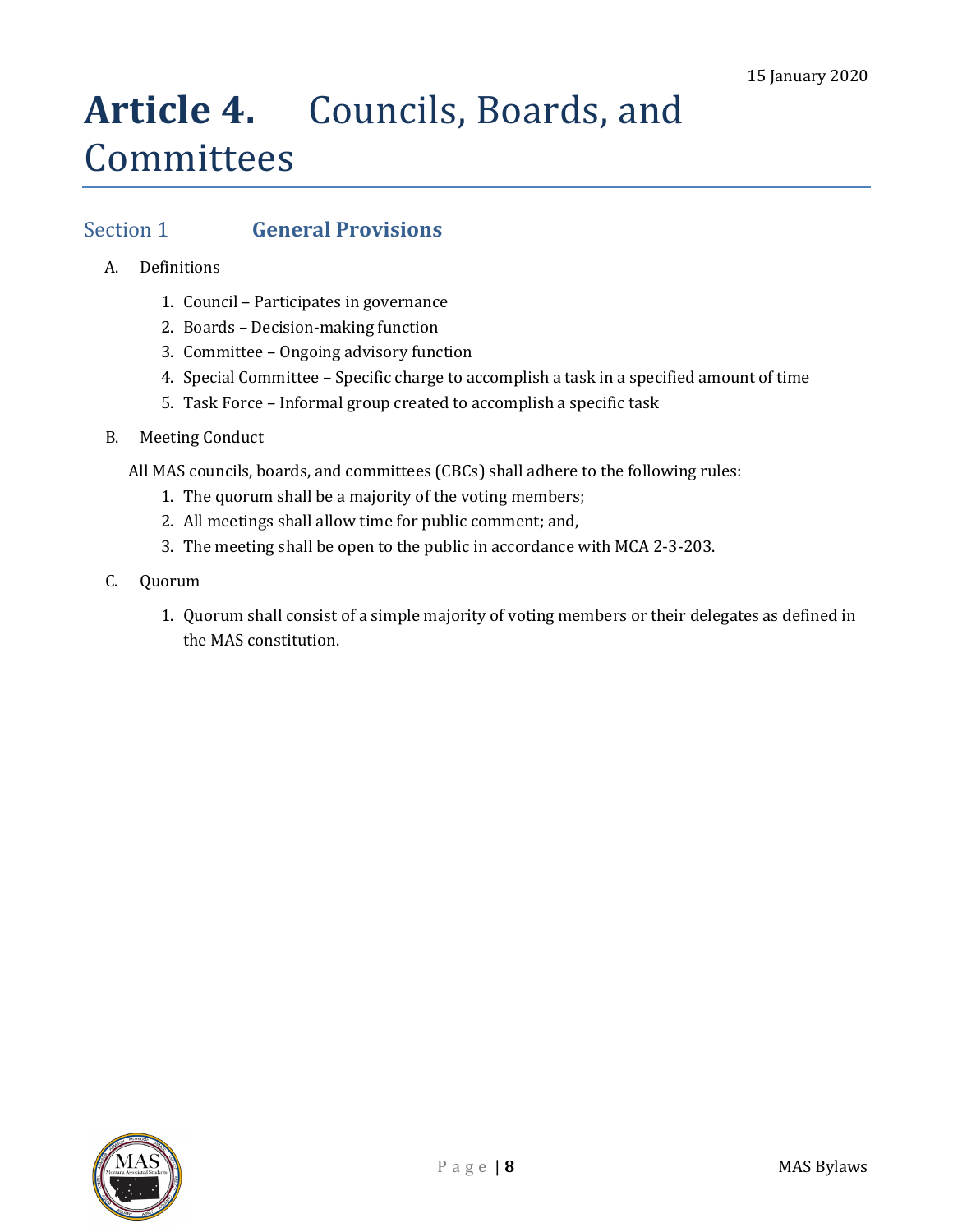# Article 4. Councils, Boards, and Committees

## Section 1 General Provisions

A. Definitions

1. Council – Participates in governance
2. Boards – Decision-making function
3. Committee – Ongoing advisory function
4. Special Committee – Specific charge to accomplish a task in a specified amount of time
5. Task Force – Informal group created to accomplish a specific task

B. Meeting Conduct

All MAS councils, boards, and committees (CBCs) shall adhere to the following rules:

1. The quorum shall be a majority of the voting members;
2. All meetings shall allow time for public comment; and,
3. The meeting shall be open to the public in accordance with MCA 2-3-203.

C. Quorum

1. Quorum shall consist of a simple majority of voting members or their delegates as defined in the MAS constitution.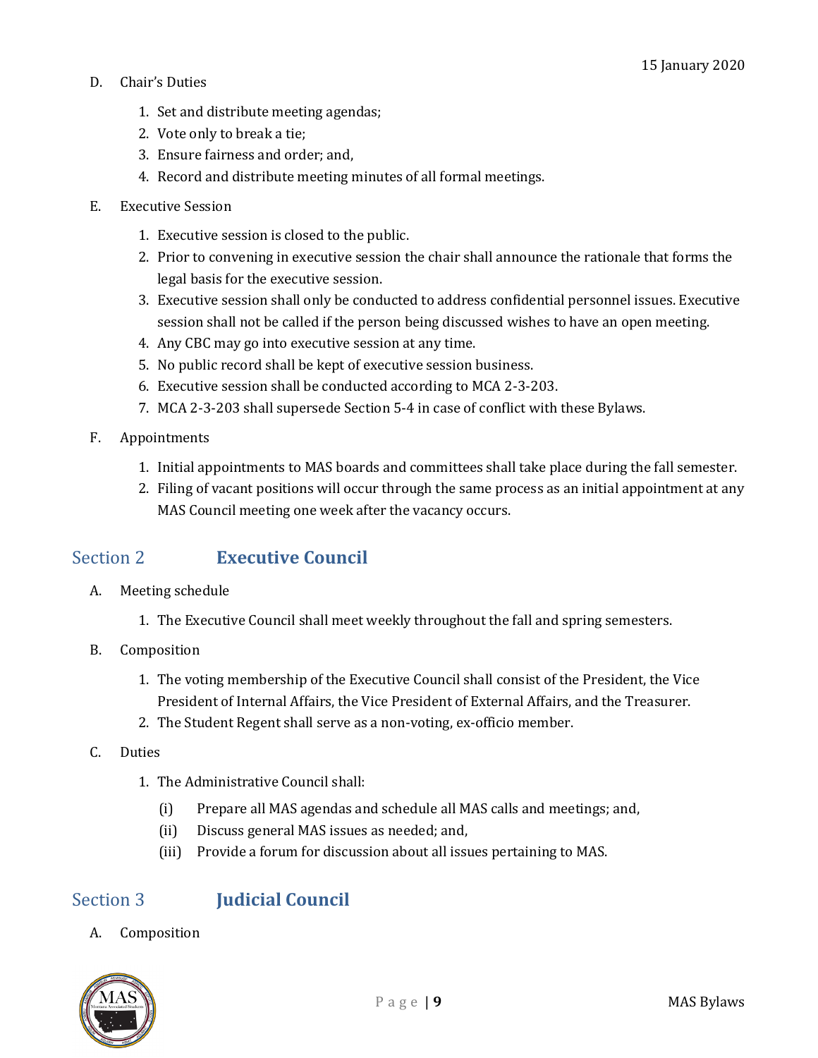D. Chair's Duties

1. Set and distribute meeting agendas;
2. Vote only to break a tie;
3. Ensure fairness and order; and,
4. Record and distribute meeting minutes of all formal meetings.

E. Executive Session

1. Executive session is closed to the public.
2. Prior to convening in executive session the chair shall announce the rationale that forms the legal basis for the executive session.
3. Executive session shall only be conducted to address confidential personnel issues. Executive session shall not be called if the person being discussed wishes to have an open meeting.
4. Any CBC may go into executive session at any time.
5. No public record shall be kept of executive session business.
6. Executive session shall be conducted according to MCA 2-3-203.
7. MCA 2-3-203 shall supersede Section 5-4 in case of conflict with these Bylaws.

F. Appointments

1. Initial appointments to MAS boards and committees shall take place during the fall semester.
2. Filing of vacant positions will occur through the same process as an initial appointment at any MAS Council meeting one week after the vacancy occurs.

## Section 2 **Executive Council**

A. Meeting schedule

1. The Executive Council shall meet weekly throughout the fall and spring semesters.

B. Composition

1. The voting membership of the Executive Council shall consist of the President, the Vice President of Internal Affairs, the Vice President of External Affairs, and the Treasurer.
2. The Student Regent shall serve as a non-voting, ex-officio member.

C. Duties

1. The Administrative Council shall:
   - (i) Prepare all MAS agendas and schedule all MAS calls and meetings; and,
   - (ii) Discuss general MAS issues as needed; and,
   - (iii) Provide a forum for discussion about all issues pertaining to MAS.

## Section 3 **Judicial Council**

A. Composition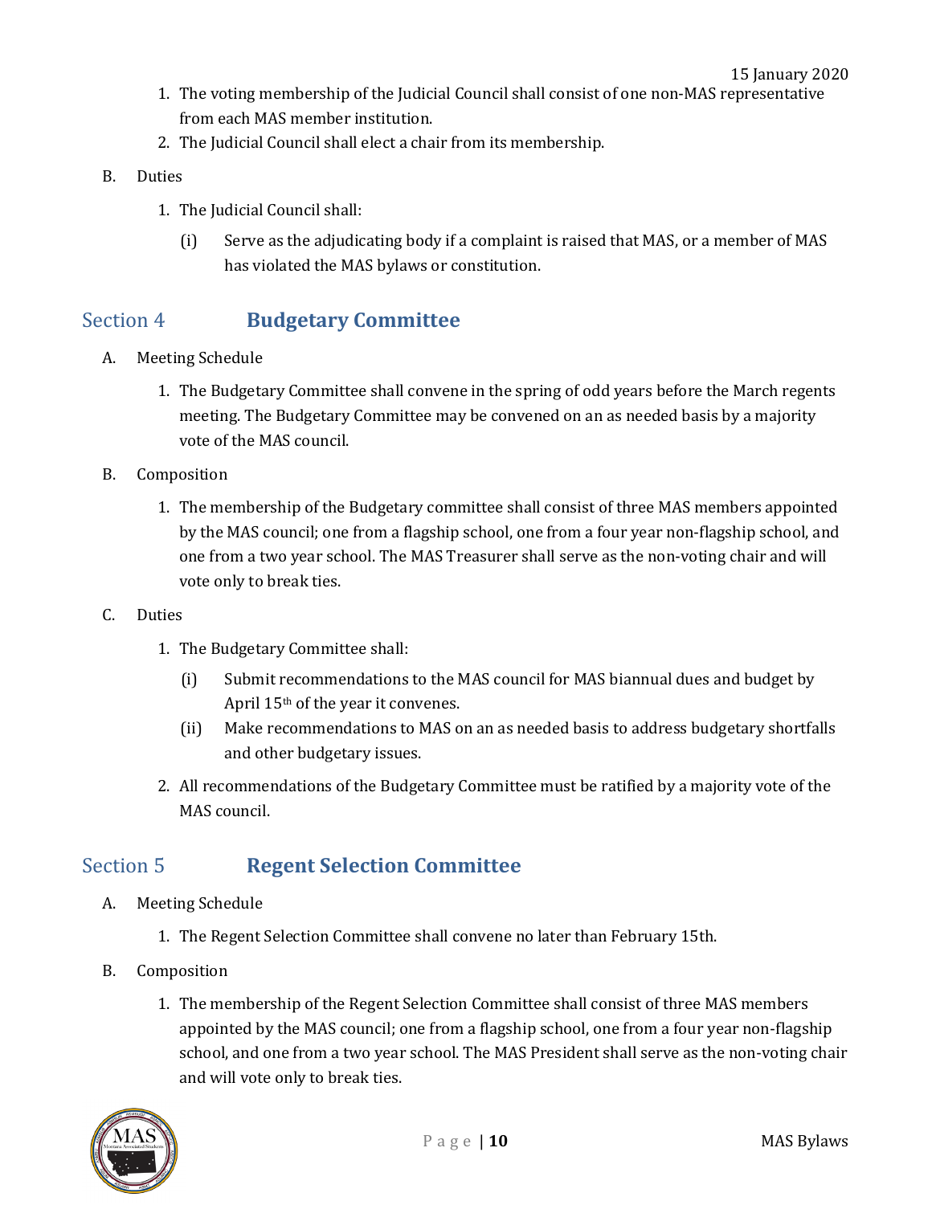1. The voting membership of the Judicial Council shall consist of one non-MAS representative from each MAS member institution.
2. The Judicial Council shall elect a chair from its membership.

B. Duties

1. The Judicial Council shall:
   (i) Serve as the adjudicating body if a complaint is raised that MAS, or a member of MAS has violated the MAS bylaws or constitution.

## Section 4 Budgetary Committee

A. Meeting Schedule

1. The Budgetary Committee shall convene in the spring of odd years before the March regents meeting. The Budgetary Committee may be convened on an as needed basis by a majority vote of the MAS council.

B. Composition

1. The membership of the Budgetary committee shall consist of three MAS members appointed by the MAS council; one from a flagship school, one from a four year non-flagship school, and one from a two year school. The MAS Treasurer shall serve as the non-voting chair and will vote only to break ties.

C. Duties

1. The Budgetary Committee shall:
   (i) Submit recommendations to the MAS council for MAS biannual dues and budget by April 15th of the year it convenes.
   (ii) Make recommendations to MAS on an as needed basis to address budgetary shortfalls and other budgetary issues.
2. All recommendations of the Budgetary Committee must be ratified by a majority vote of the MAS council.

## Section 5 Regent Selection Committee

A. Meeting Schedule

1. The Regent Selection Committee shall convene no later than February 15th.

B. Composition

1. The membership of the Regent Selection Committee shall consist of three MAS members appointed by the MAS council; one from a flagship school, one from a four year non-flagship school, and one from a two year school. The MAS President shall serve as the non-voting chair and will vote only to break ties.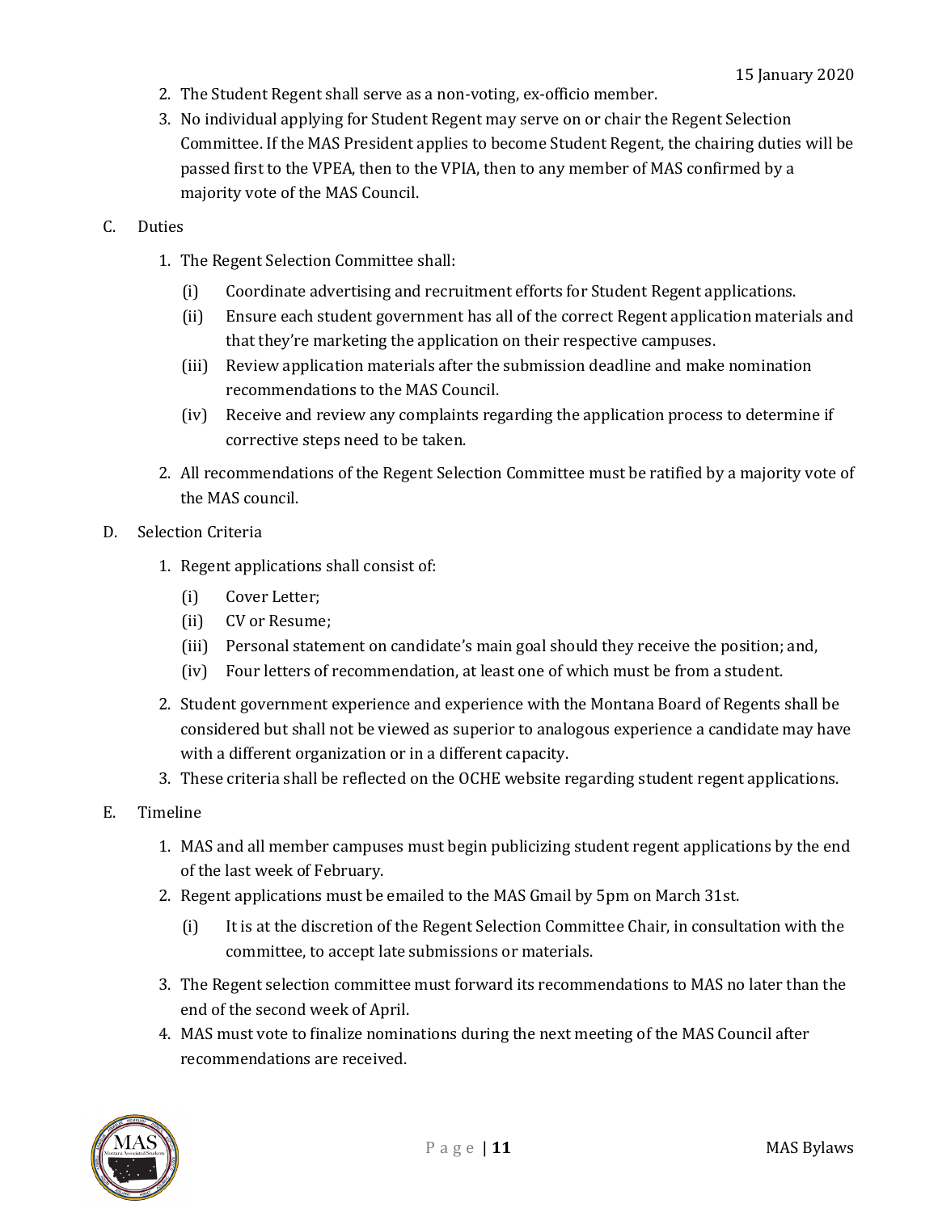2. The Student Regent shall serve as a non-voting, ex-officio member.
3. No individual applying for Student Regent may serve on or chair the Regent Selection Committee. If the MAS President applies to become Student Regent, the chairing duties will be passed first to the VPEA, then to the VPIA, then to any member of MAS confirmed by a majority vote of the MAS Council.

C. Duties

1. The Regent Selection Committee shall:
   - (i) Coordinate advertising and recruitment efforts for Student Regent applications.
   - (ii) Ensure each student government has all of the correct Regent application materials and that they're marketing the application on their respective campuses.
   - (iii) Review application materials after the submission deadline and make nomination recommendations to the MAS Council.
   - (iv) Receive and review any complaints regarding the application process to determine if corrective steps need to be taken.
2. All recommendations of the Regent Selection Committee must be ratified by a majority vote of the MAS council.

D. Selection Criteria

1. Regent applications shall consist of:
   - (i) Cover Letter;
   - (ii) CV or Resume;
   - (iii) Personal statement on candidate's main goal should they receive the position; and,
   - (iv) Four letters of recommendation, at least one of which must be from a student.
2. Student government experience and experience with the Montana Board of Regents shall be considered but shall not be viewed as superior to analogous experience a candidate may have with a different organization or in a different capacity.
3. These criteria shall be reflected on the OCHE website regarding student regent applications.

E. Timeline

1. MAS and all member campuses must begin publicizing student regent applications by the end of the last week of February.
2. Regent applications must be emailed to the MAS Gmail by 5pm on March 31st.
   - (i) It is at the discretion of the Regent Selection Committee Chair, in consultation with the committee, to accept late submissions or materials.
3. The Regent selection committee must forward its recommendations to MAS no later than the end of the second week of April.
4. MAS must vote to finalize nominations during the next meeting of the MAS Council after recommendations are received.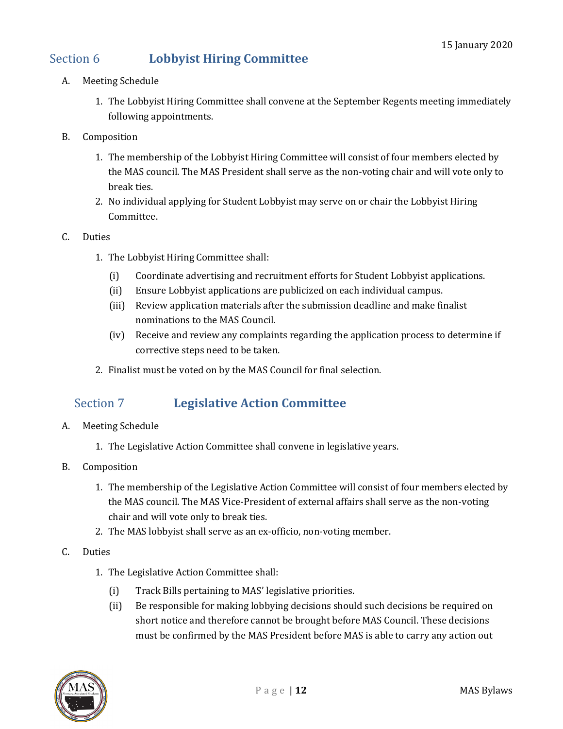## Section 6 Lobbyist Hiring Committee

A. Meeting Schedule

1. The Lobbyist Hiring Committee shall convene at the September Regents meeting immediately following appointments.

B. Composition

1. The membership of the Lobbyist Hiring Committee will consist of four members elected by the MAS council. The MAS President shall serve as the non-voting chair and will vote only to break ties.
2. No individual applying for Student Lobbyist may serve on or chair the Lobbyist Hiring Committee.

C. Duties

1. The Lobbyist Hiring Committee shall:
   - (i) Coordinate advertising and recruitment efforts for Student Lobbyist applications.
   - (ii) Ensure Lobbyist applications are publicized on each individual campus.
   - (iii) Review application materials after the submission deadline and make finalist nominations to the MAS Council.
   - (iv) Receive and review any complaints regarding the application process to determine if corrective steps need to be taken.
2. Finalist must be voted on by the MAS Council for final selection.

## Section 7 Legislative Action Committee

A. Meeting Schedule

1. The Legislative Action Committee shall convene in legislative years.

B. Composition

1. The membership of the Legislative Action Committee will consist of four members elected by the MAS council. The MAS Vice-President of external affairs shall serve as the non-voting chair and will vote only to break ties.
2. The MAS lobbyist shall serve as an ex-officio, non-voting member.

C. Duties

1. The Legislative Action Committee shall:
   - (i) Track Bills pertaining to MAS' legislative priorities.
   - (ii) Be responsible for making lobbying decisions should such decisions be required on short notice and therefore cannot be brought before MAS Council. These decisions must be confirmed by the MAS President before MAS is able to carry any action out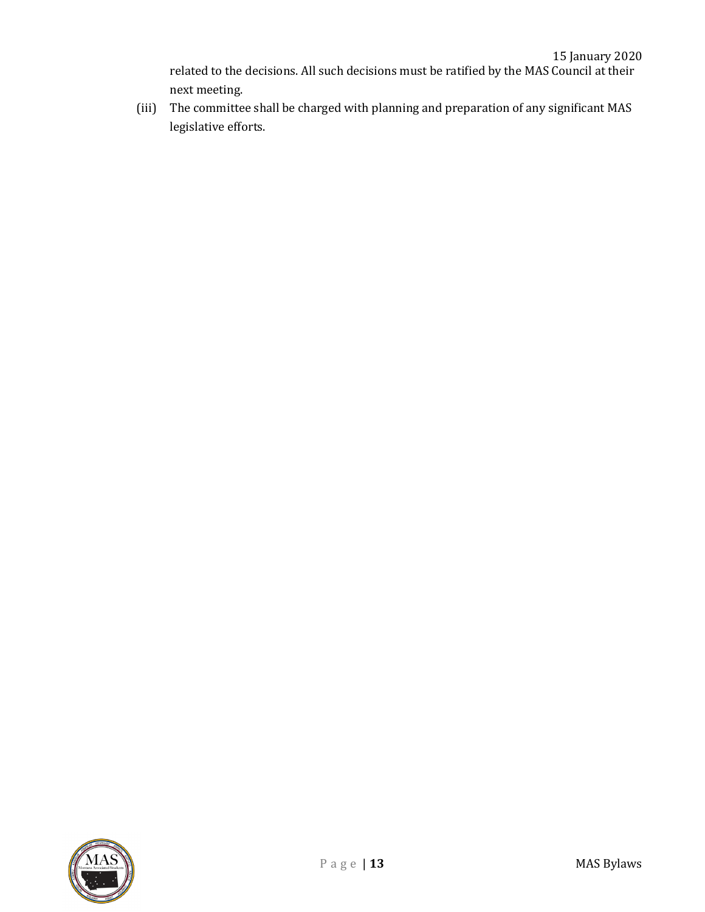related to the decisions. All such decisions must be ratified by the MAS Council at their next meeting.

(iii) The committee shall be charged with planning and preparation of any significant MAS legislative efforts.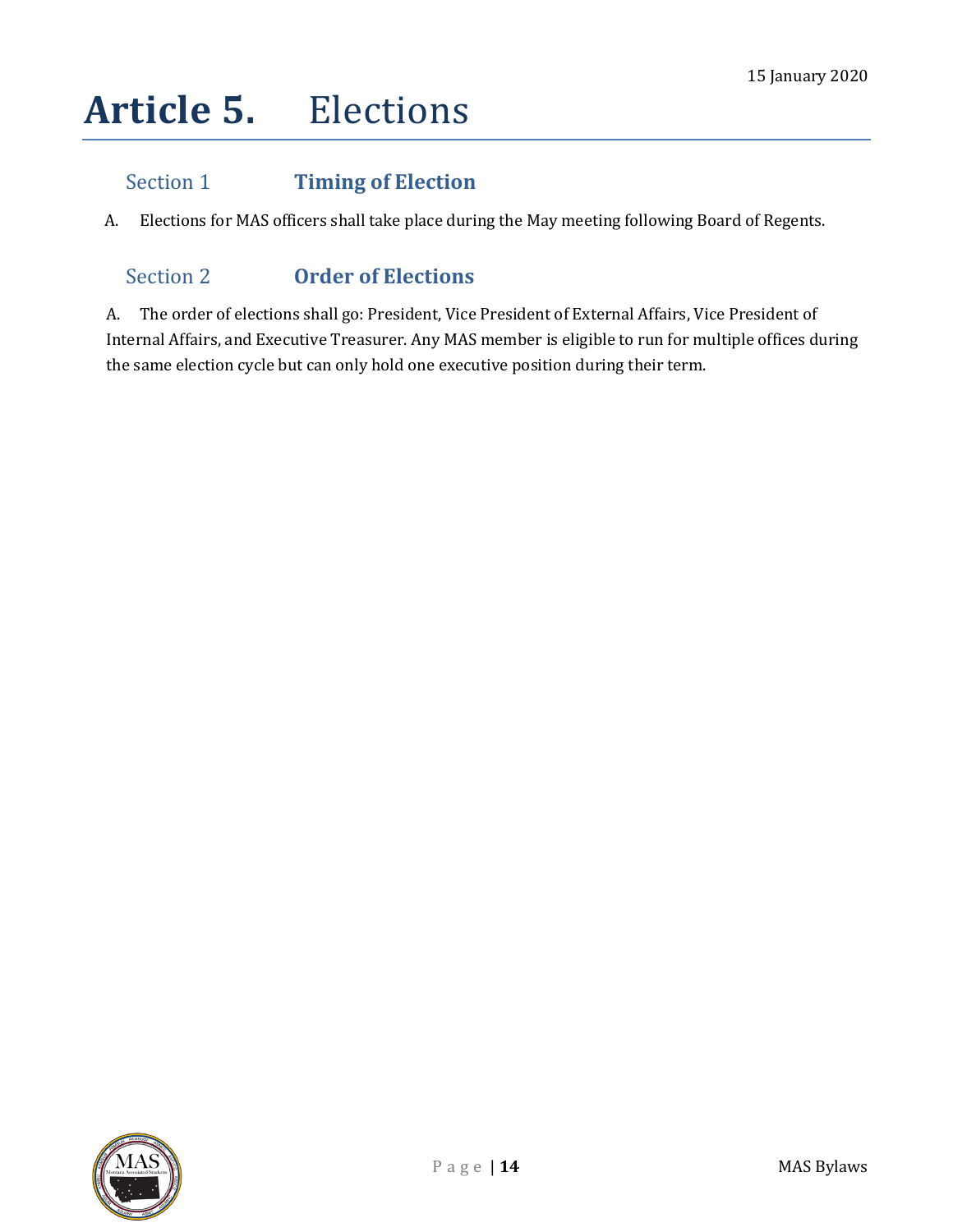# Article 5. Elections

## Section 1 Timing of Election

A. Elections for MAS officers shall take place during the May meeting following Board of Regents.

## Section 2 Order of Elections

A. The order of elections shall go: President, Vice President of External Affairs, Vice President of Internal Affairs, and Executive Treasurer. Any MAS member is eligible to run for multiple offices during the same election cycle but can only hold one executive position during their term.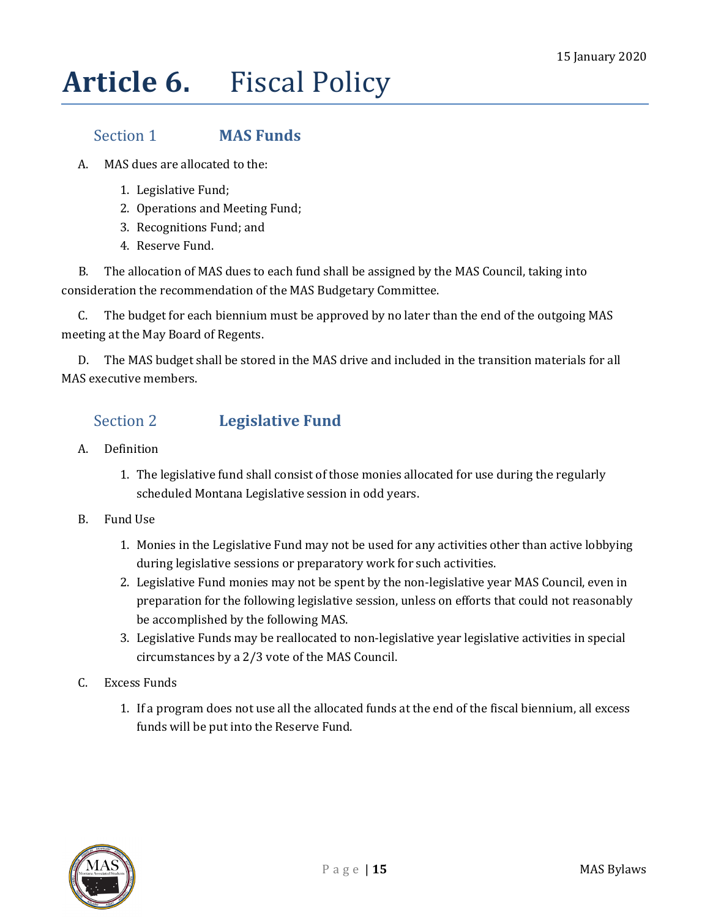15 January 2020

# Article 6. Fiscal Policy

## Section 1 MAS Funds

A. MAS dues are allocated to the:

1. Legislative Fund;
2. Operations and Meeting Fund;
3. Recognitions Fund; and
4. Reserve Fund.

B. The allocation of MAS dues to each fund shall be assigned by the MAS Council, taking into consideration the recommendation of the MAS Budgetary Committee.

C. The budget for each biennium must be approved by no later than the end of the outgoing MAS meeting at the May Board of Regents.

D. The MAS budget shall be stored in the MAS drive and included in the transition materials for all MAS executive members.

## Section 2 Legislative Fund

A. Definition

1. The legislative fund shall consist of those monies allocated for use during the regularly scheduled Montana Legislative session in odd years.

B. Fund Use

1. Monies in the Legislative Fund may not be used for any activities other than active lobbying during legislative sessions or preparatory work for such activities.
2. Legislative Fund monies may not be spent by the non-legislative year MAS Council, even in preparation for the following legislative session, unless on efforts that could not reasonably be accomplished by the following MAS.
3. Legislative Funds may be reallocated to non-legislative year legislative activities in special circumstances by a 2/3 vote of the MAS Council.

C. Excess Funds

1. If a program does not use all the allocated funds at the end of the fiscal biennium, all excess funds will be put into the Reserve Fund.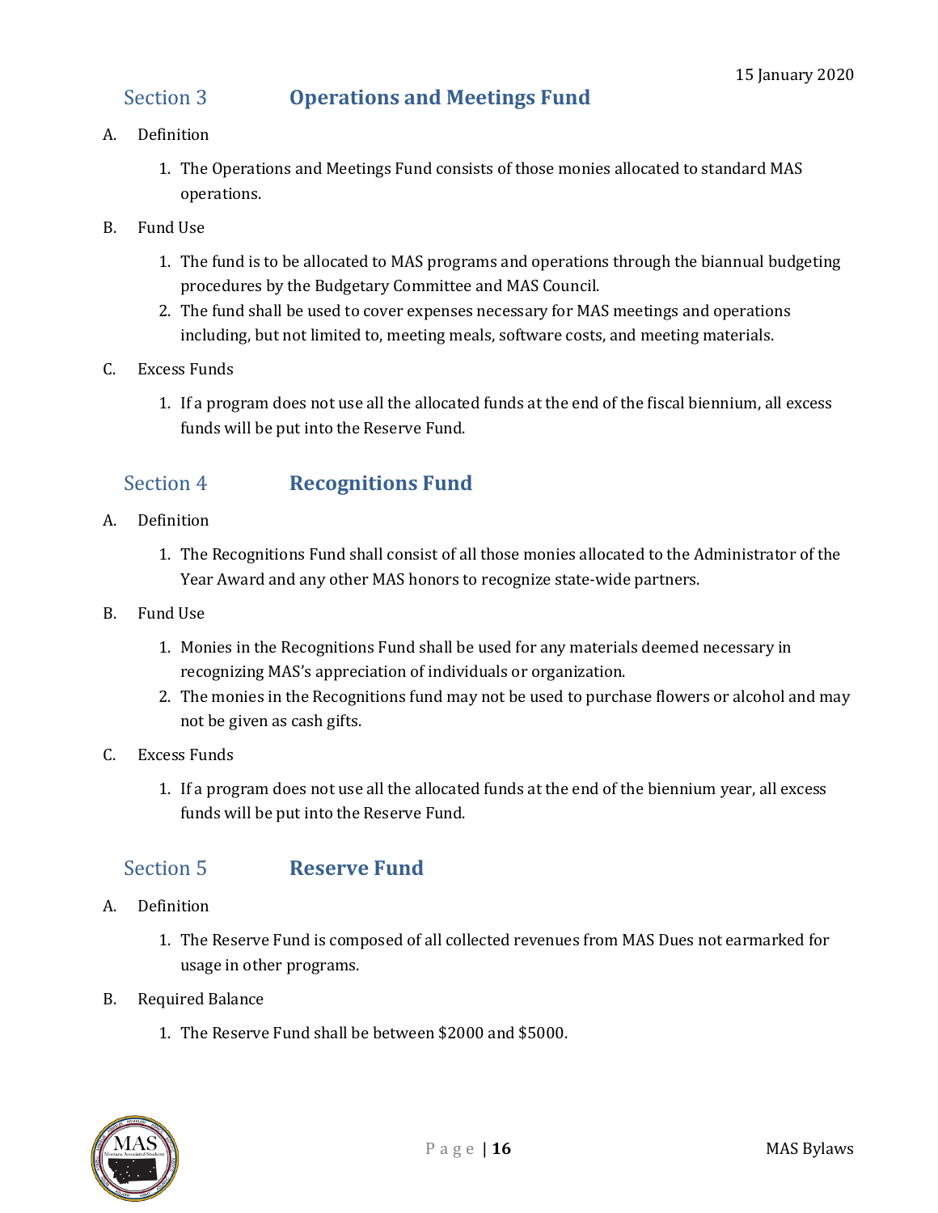## Section 3 Operations and Meetings Fund

A. Definition

1. The Operations and Meetings Fund consists of those monies allocated to standard MAS operations.

B. Fund Use

1. The fund is to be allocated to MAS programs and operations through the biannual budgeting procedures by the Budgetary Committee and MAS Council.
2. The fund shall be used to cover expenses necessary for MAS meetings and operations including, but not limited to, meeting meals, software costs, and meeting materials.

C. Excess Funds

1. If a program does not use all the allocated funds at the end of the fiscal biennium, all excess funds will be put into the Reserve Fund.

## Section 4 Recognitions Fund

A. Definition

1. The Recognitions Fund shall consist of all those monies allocated to the Administrator of the Year Award and any other MAS honors to recognize state-wide partners.

B. Fund Use

1. Monies in the Recognitions Fund shall be used for any materials deemed necessary in recognizing MAS's appreciation of individuals or organization.
2. The monies in the Recognitions fund may not be used to purchase flowers or alcohol and may not be given as cash gifts.

C. Excess Funds

1. If a program does not use all the allocated funds at the end of the biennium year, all excess funds will be put into the Reserve Fund.

## Section 5 Reserve Fund

A. Definition

1. The Reserve Fund is composed of all collected revenues from MAS Dues not earmarked for usage in other programs.

B. Required Balance

1. The Reserve Fund shall be between $2000 and $5000.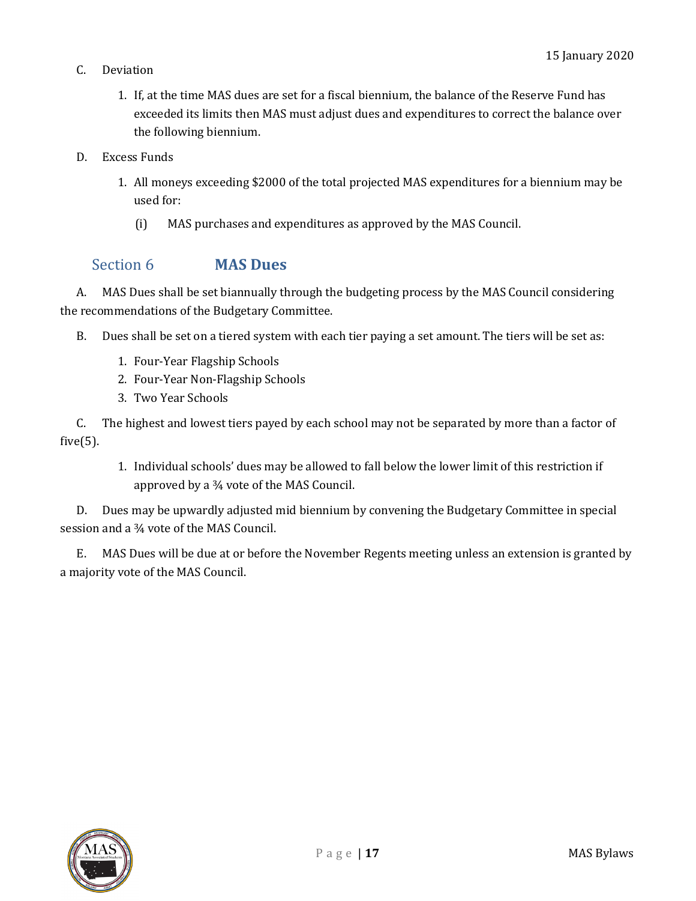C. Deviation

1. If, at the time MAS dues are set for a fiscal biennium, the balance of the Reserve Fund has exceeded its limits then MAS must adjust dues and expenditures to correct the balance over the following biennium.

D. Excess Funds

1. All moneys exceeding $2000 of the total projected MAS expenditures for a biennium may be used for:

   (i) MAS purchases and expenditures as approved by the MAS Council.

## Section 6 **MAS Dues**

A. MAS Dues shall be set biannually through the budgeting process by the MAS Council considering the recommendations of the Budgetary Committee.

B. Dues shall be set on a tiered system with each tier paying a set amount. The tiers will be set as:

1. Four-Year Flagship Schools
2. Four-Year Non-Flagship Schools
3. Two Year Schools

C. The highest and lowest tiers payed by each school may not be separated by more than a factor of five(5).

1. Individual schools' dues may be allowed to fall below the lower limit of this restriction if approved by a ¾ vote of the MAS Council.

D. Dues may be upwardly adjusted mid biennium by convening the Budgetary Committee in special session and a ¾ vote of the MAS Council.

E. MAS Dues will be due at or before the November Regents meeting unless an extension is granted by a majority vote of the MAS Council.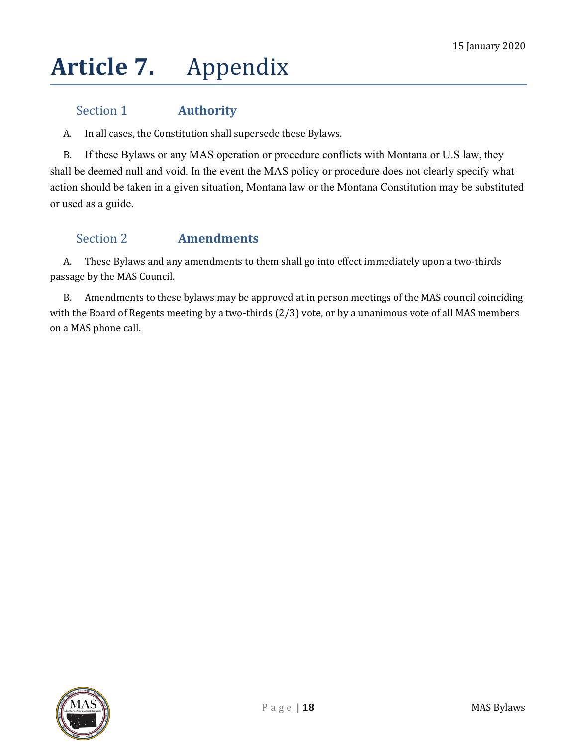# Article 7. Appendix

## Section 1 Authority

A. In all cases, the Constitution shall supersede these Bylaws.

B. If these Bylaws or any MAS operation or procedure conflicts with Montana or U.S law, they shall be deemed null and void. In the event the MAS policy or procedure does not clearly specify what action should be taken in a given situation, Montana law or the Montana Constitution may be substituted or used as a guide.

## Section 2 Amendments

A. These Bylaws and any amendments to them shall go into effect immediately upon a two-thirds passage by the MAS Council.

B. Amendments to these bylaws may be approved at in person meetings of the MAS council coinciding with the Board of Regents meeting by a two-thirds (2/3) vote, or by a unanimous vote of all MAS members on a MAS phone call.